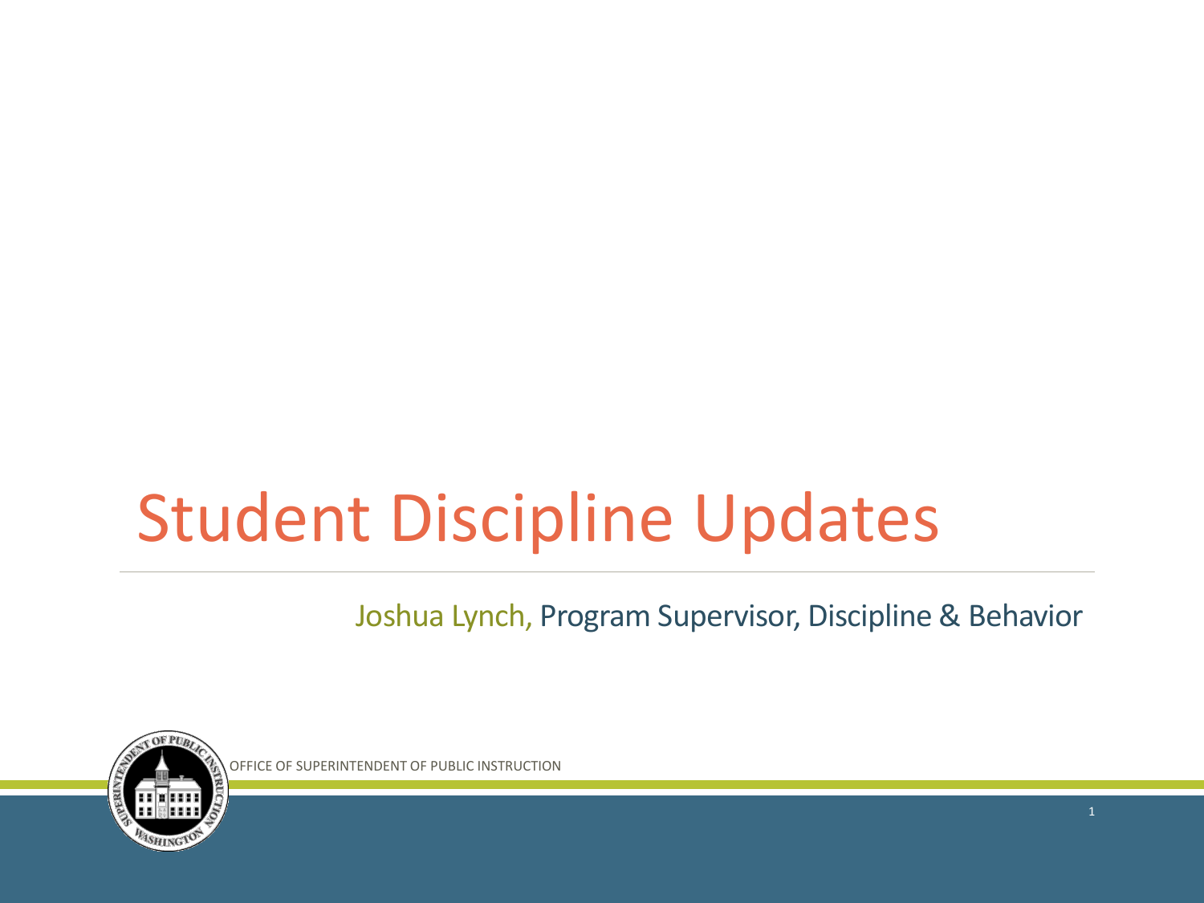# Student Discipline Updates

Joshua Lynch, Program Supervisor, Discipline & Behavior

OFFICE OF SUPERINTENDENT OF PUBLIC INSTRUCTION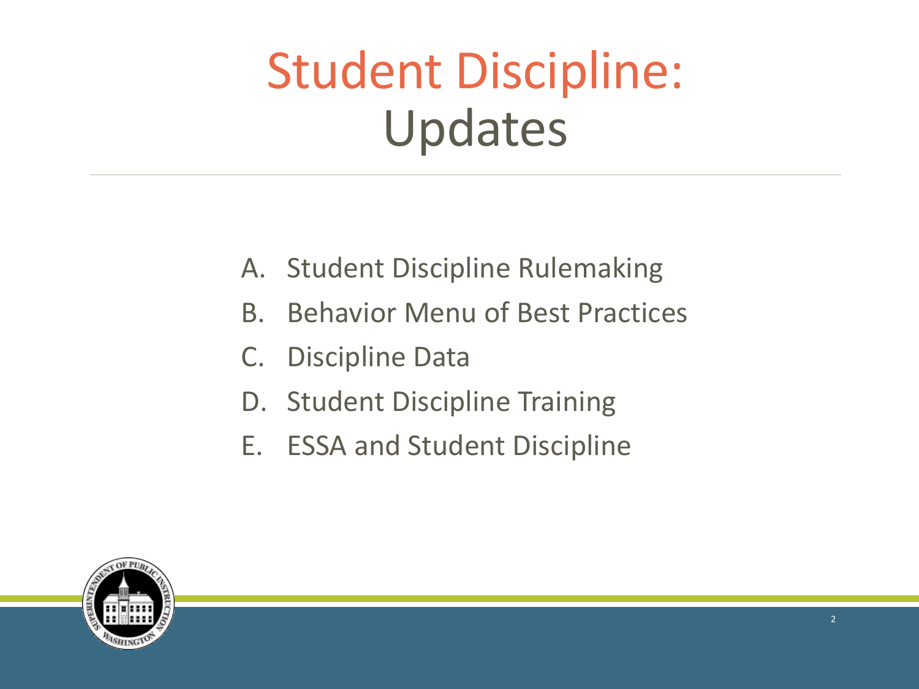# Student Discipline: Updates

A. Student Discipline Rulemaking
B. Behavior Menu of Best Practices
C. Discipline Data
D. Student Discipline Training
E. ESSA and Student Discipline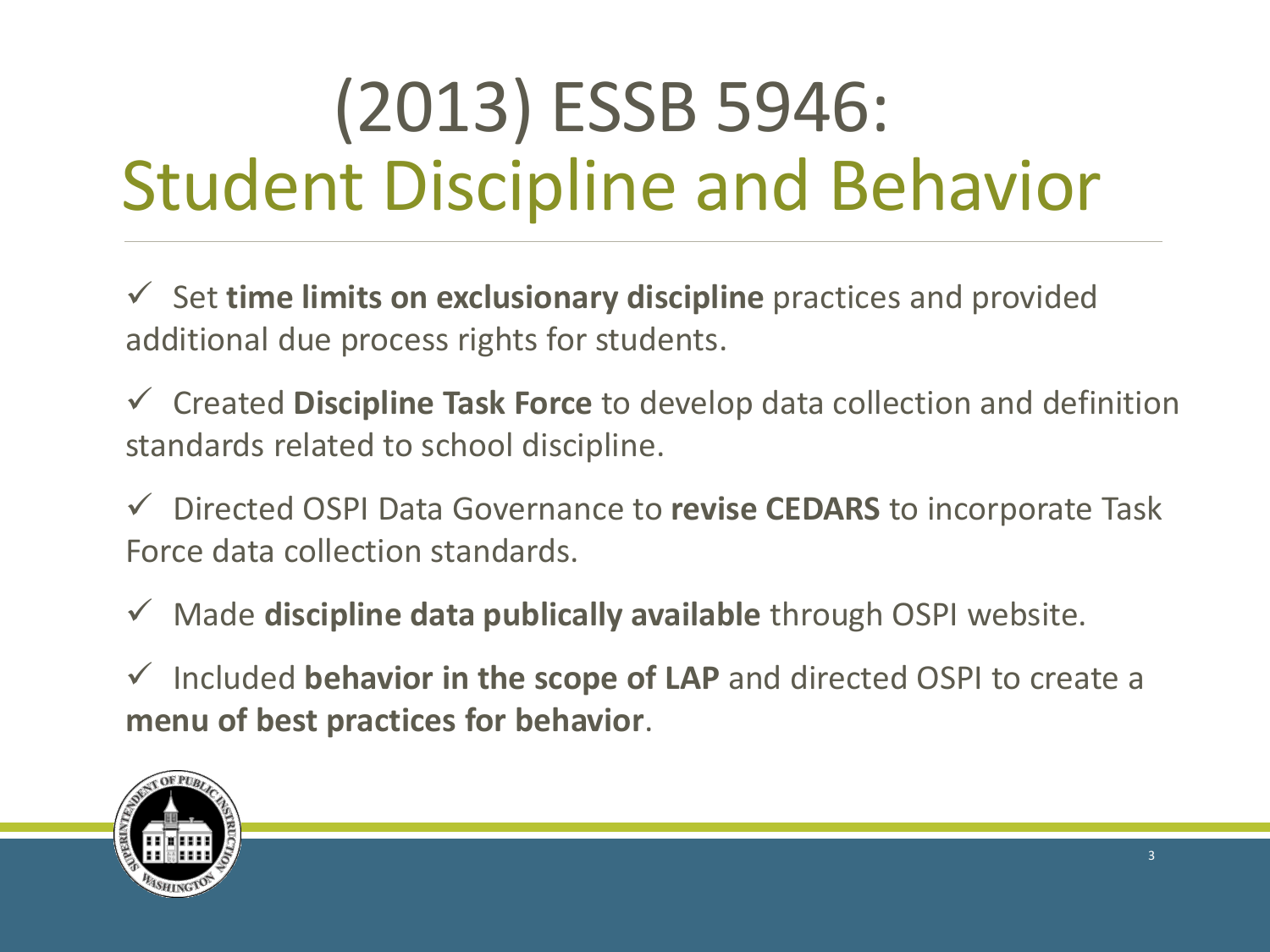# (2013) ESSB 5946: Student Discipline and Behavior

- ✓ Set **time limits on exclusionary discipline** practices and provided additional due process rights for students.
- ✓ Created **Discipline Task Force** to develop data collection and definition standards related to school discipline.
- ✓ Directed OSPI Data Governance to **revise CEDARS** to incorporate Task Force data collection standards.
- ✓ Made **discipline data publically available** through OSPI website.
- ✓ Included **behavior in the scope of LAP** and directed OSPI to create a **menu of best practices for behavior**.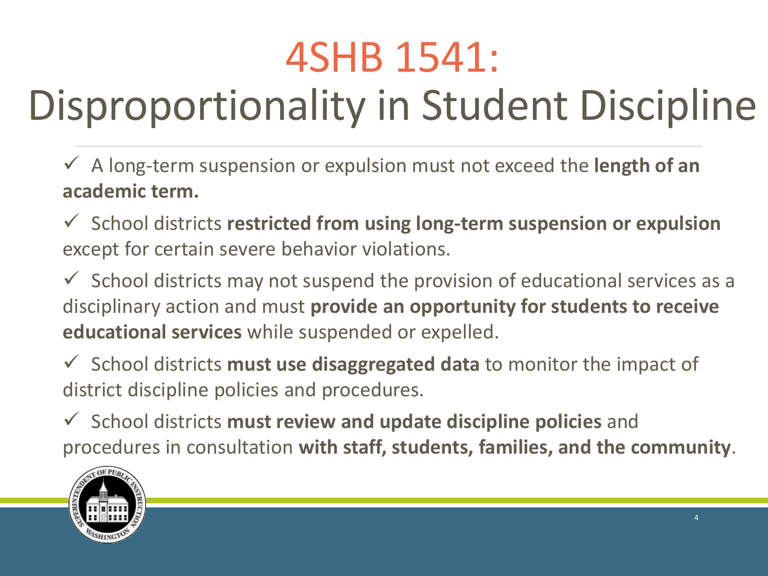# 4SHB 1541: Disproportionality in Student Discipline

- ✓ A long-term suspension or expulsion must not exceed the **length of an academic term.**
- ✓ School districts **restricted from using long-term suspension or expulsion** except for certain severe behavior violations.
- ✓ School districts may not suspend the provision of educational services as a disciplinary action and must **provide an opportunity for students to receive educational services** while suspended or expelled.
- ✓ School districts **must use disaggregated data** to monitor the impact of district discipline policies and procedures.
- ✓ School districts **must review and update discipline policies** and procedures in consultation **with staff, students, families, and the community**.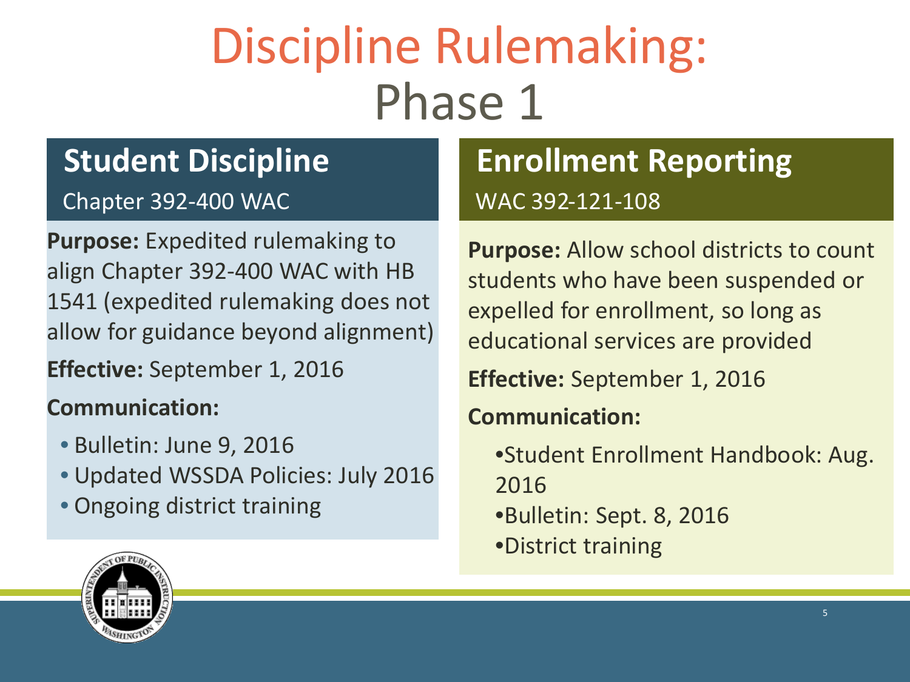# Discipline Rulemaking: Phase 1

## Student Discipline

Chapter 392-400 WAC

**Purpose:** Expedited rulemaking to align Chapter 392-400 WAC with HB 1541 (expedited rulemaking does not allow for guidance beyond alignment)

**Effective:** September 1, 2016

**Communication:**

- Bulletin: June 9, 2016
- Updated WSSDA Policies: July 2016
- Ongoing district training

## Enrollment Reporting

WAC 392-121-108

**Purpose:** Allow school districts to count students who have been suspended or expelled for enrollment, so long as educational services are provided

**Effective:** September 1, 2016

**Communication:**

- Student Enrollment Handbook: Aug. 2016
- Bulletin: Sept. 8, 2016
- District training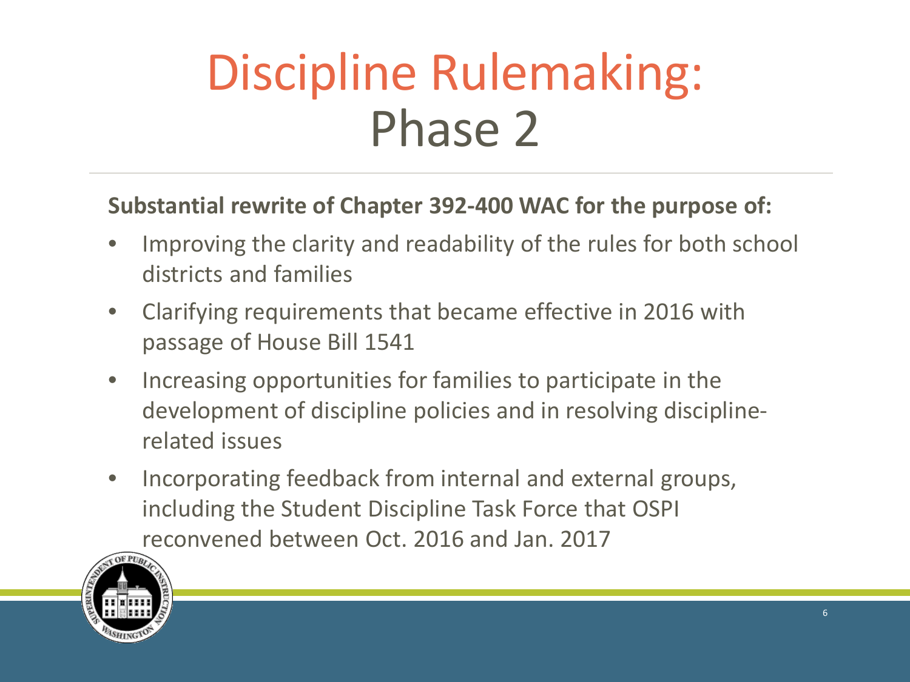# Discipline Rulemaking: Phase 2

**Substantial rewrite of Chapter 392-400 WAC for the purpose of:**

- Improving the clarity and readability of the rules for both school districts and families
- Clarifying requirements that became effective in 2016 with passage of House Bill 1541
- Increasing opportunities for families to participate in the development of discipline policies and in resolving discipline-related issues
- Incorporating feedback from internal and external groups, including the Student Discipline Task Force that OSPI reconvened between Oct. 2016 and Jan. 2017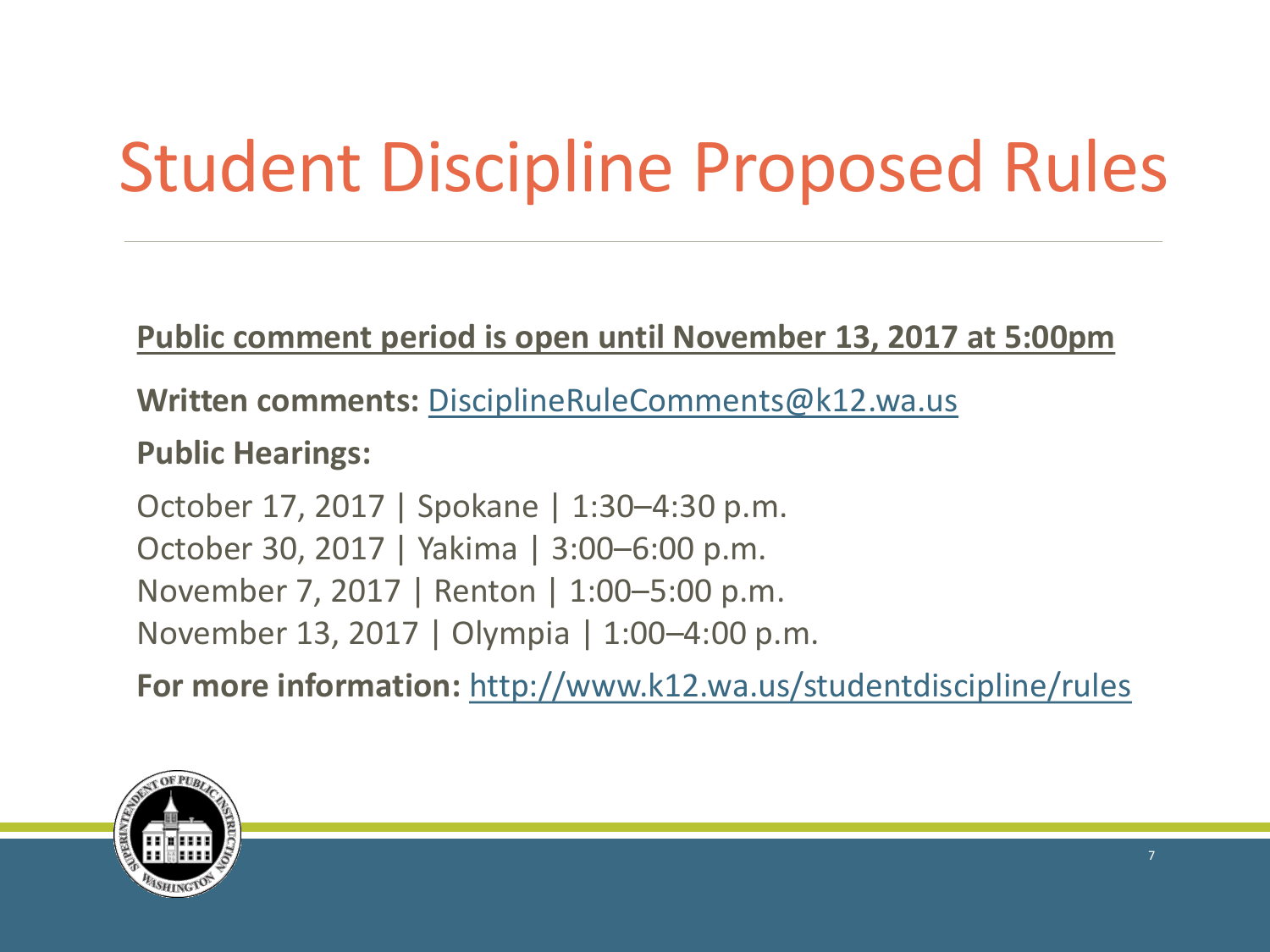# Student Discipline Proposed Rules

**Public comment period is open until November 13, 2017 at 5:00pm**

**Written comments:** DisciplineRuleComments@k12.wa.us

**Public Hearings:**

October 17, 2017 | Spokane | 1:30–4:30 p.m.
October 30, 2017 | Yakima | 3:00–6:00 p.m.
November 7, 2017 | Renton | 1:00–5:00 p.m.
November 13, 2017 | Olympia | 1:00–4:00 p.m.

**For more information:** http://www.k12.wa.us/studentdiscipline/rules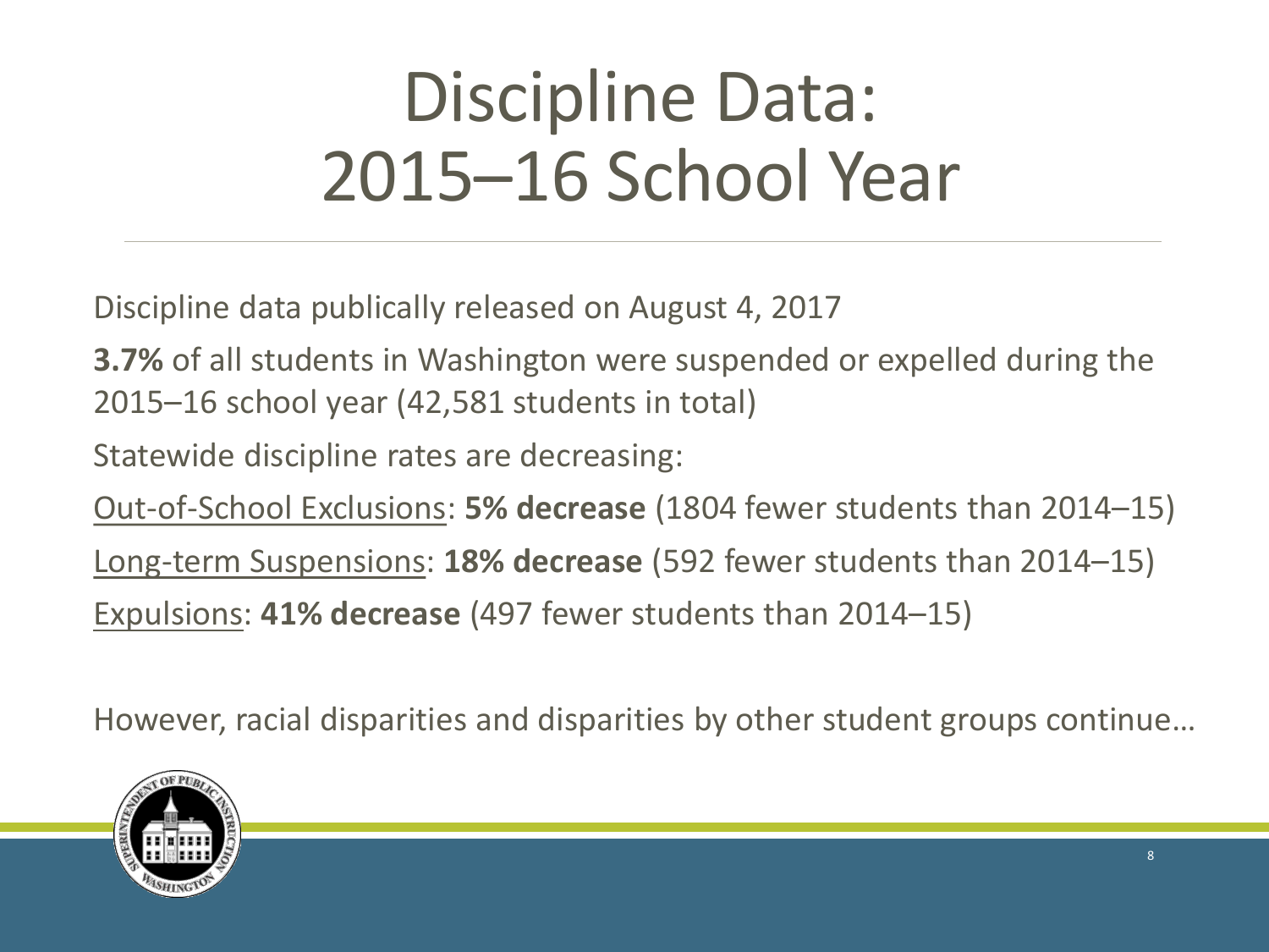# Discipline Data: 2015–16 School Year

Discipline data publically released on August 4, 2017

**3.7%** of all students in Washington were suspended or expelled during the 2015–16 school year (42,581 students in total)

Statewide discipline rates are decreasing:

Out-of-School Exclusions: **5% decrease** (1804 fewer students than 2014–15)

Long-term Suspensions: **18% decrease** (592 fewer students than 2014–15)

Expulsions: **41% decrease** (497 fewer students than 2014–15)

However, racial disparities and disparities by other student groups continue…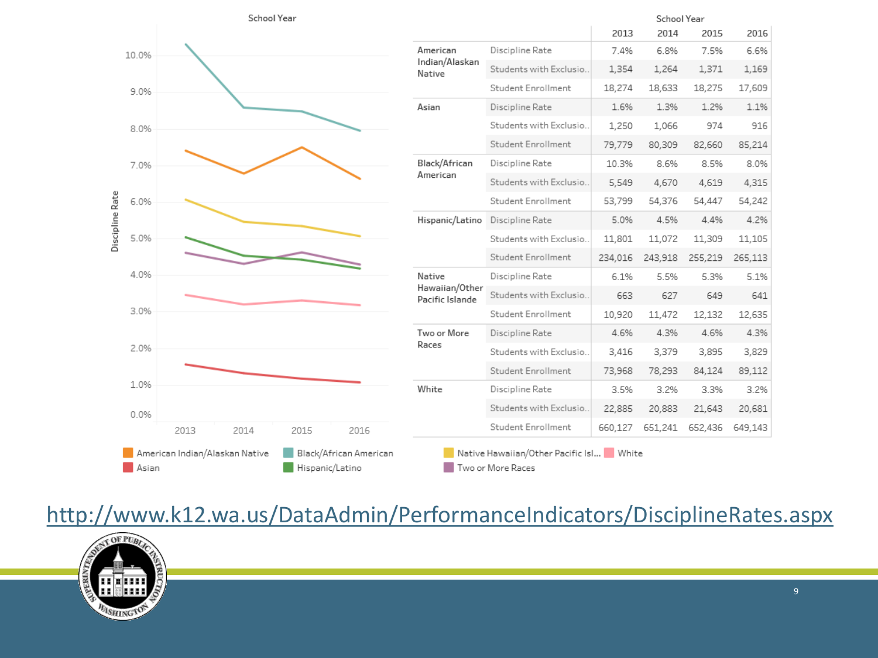| | | School Year | | | |
|---|---|---|---|---|---|
| | | 2013 | 2014 | 2015 | 2016 |
| American Indian/Alaskan Native | Discipline Rate | 7.4% | 6.8% | 7.5% | 6.6% |
| | Students with Exclusio.. | 1,354 | 1,264 | 1,371 | 1,169 |
| | Student Enrollment | 18,274 | 18,633 | 18,275 | 17,609 |
| Asian | Discipline Rate | 1.6% | 1.3% | 1.2% | 1.1% |
| | Students with Exclusio.. | 1,250 | 1,066 | 974 | 916 |
| | Student Enrollment | 79,779 | 80,309 | 82,660 | 85,214 |
| Black/African American | Discipline Rate | 10.3% | 8.6% | 8.5% | 8.0% |
| | Students with Exclusio.. | 5,549 | 4,670 | 4,619 | 4,315 |
| | Student Enrollment | 53,799 | 54,376 | 54,447 | 54,242 |
| Hispanic/Latino | Discipline Rate | 5.0% | 4.5% | 4.4% | 4.2% |
| | Students with Exclusio.. | 11,801 | 11,072 | 11,309 | 11,105 |
| | Student Enrollment | 234,016 | 243,918 | 255,219 | 265,113 |
| Native Hawaiian/Other Pacific Islande | Discipline Rate | 6.1% | 5.5% | 5.3% | 5.1% |
| | Students with Exclusio.. | 663 | 627 | 649 | 641 |
| | Student Enrollment | 10,920 | 11,472 | 12,132 | 12,635 |
| Two or More Races | Discipline Rate | 4.6% | 4.3% | 4.6% | 4.3% |
| | Students with Exclusio.. | 3,416 | 3,379 | 3,895 | 3,829 |
| | Student Enrollment | 73,968 | 78,293 | 84,124 | 89,112 |
| White | Discipline Rate | 3.5% | 3.2% | 3.3% | 3.2% |
| | Students with Exclusio.. | 22,885 | 20,883 | 21,643 | 20,681 |
| | Student Enrollment | 660,127 | 651,241 | 652,436 | 649,143 |

http://www.k12.wa.us/DataAdmin/PerformanceIndicators/DisciplineRates.aspx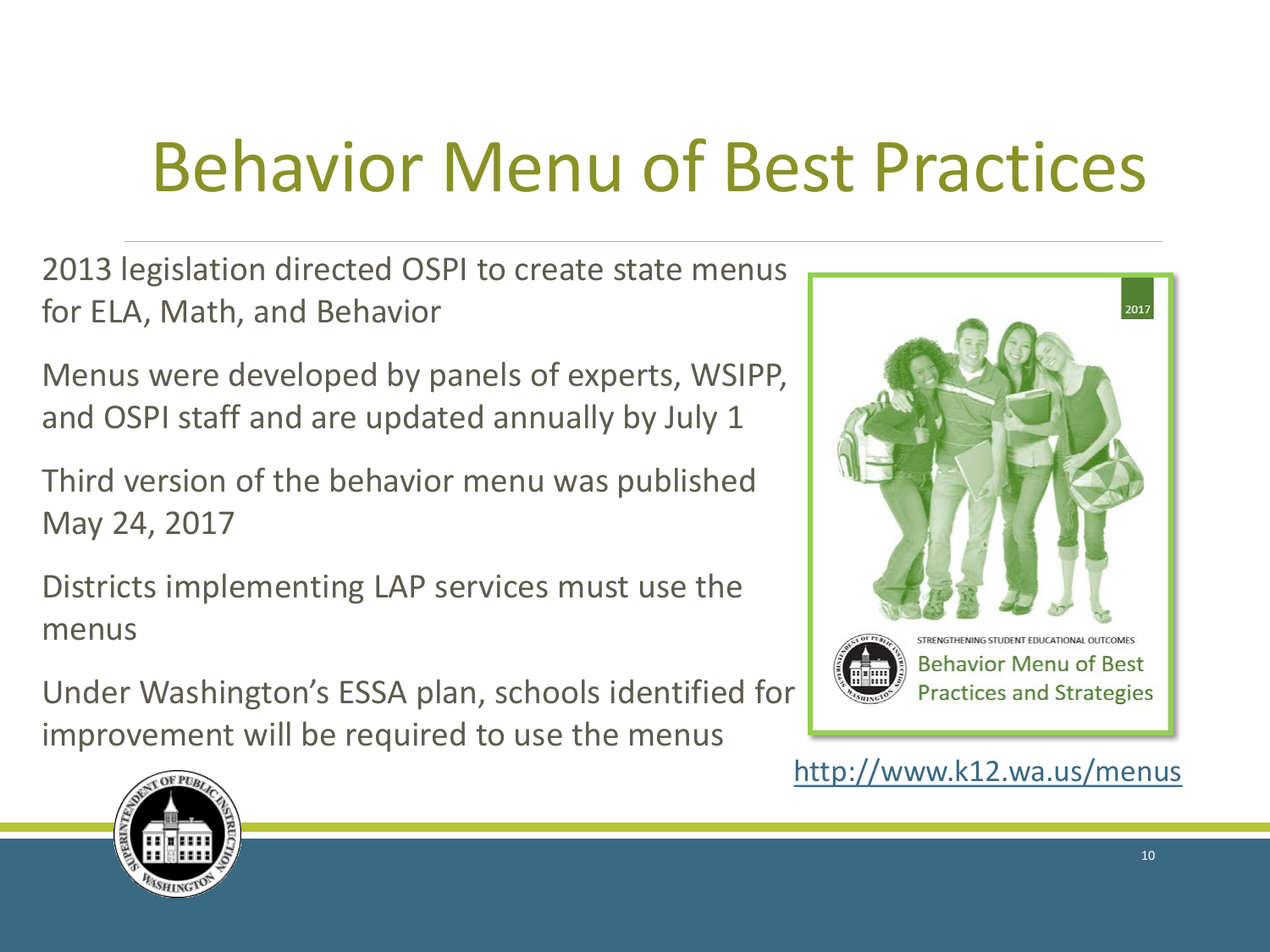# Behavior Menu of Best Practices

2013 legislation directed OSPI to create state menus for ELA, Math, and Behavior

Menus were developed by panels of experts, WSIPP, and OSPI staff and are updated annually by July 1

Third version of the behavior menu was published May 24, 2017

Districts implementing LAP services must use the menus

Under Washington's ESSA plan, schools identified for improvement will be required to use the menus

2017

STRENGTHENING STUDENT EDUCATIONAL OUTCOMES

Behavior Menu of Best Practices and Strategies

http://www.k12.wa.us/menus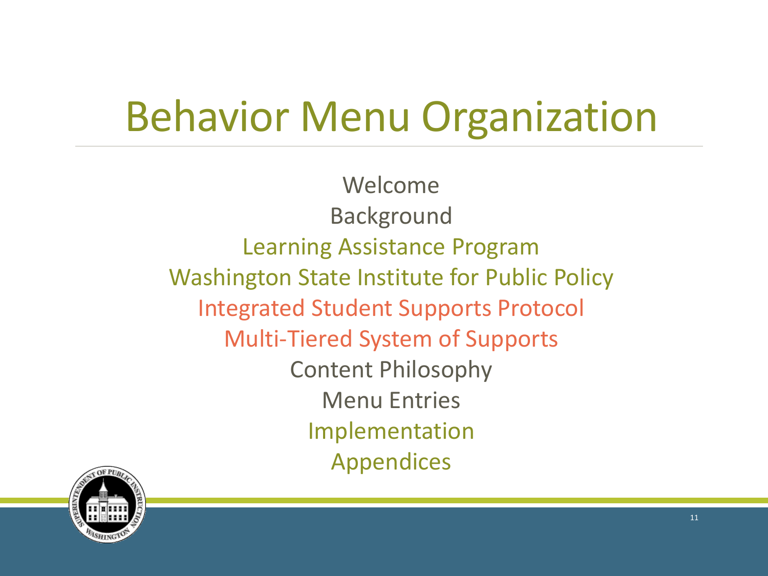# Behavior Menu Organization

Welcome
Background
Learning Assistance Program
Washington State Institute for Public Policy
Integrated Student Supports Protocol
Multi-Tiered System of Supports
Content Philosophy
Menu Entries
Implementation
Appendices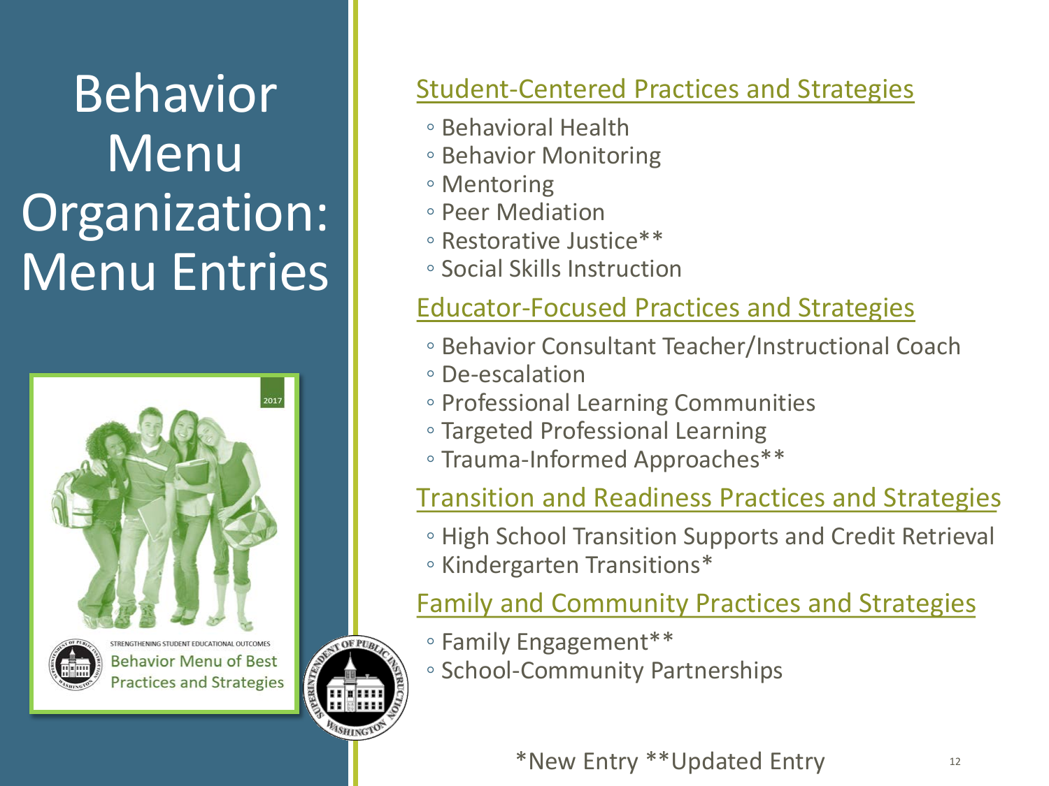# Behavior Menu Organization: Menu Entries

## Student-Centered Practices and Strategies

- Behavioral Health
- Behavior Monitoring
- Mentoring
- Peer Mediation
- Restorative Justice**
- Social Skills Instruction

## Educator-Focused Practices and Strategies

- Behavior Consultant Teacher/Instructional Coach
- De-escalation
- Professional Learning Communities
- Targeted Professional Learning
- Trauma-Informed Approaches**

## Transition and Readiness Practices and Strategies

- High School Transition Supports and Credit Retrieval
- Kindergarten Transitions*

## Family and Community Practices and Strategies

- Family Engagement**
- School-Community Partnerships

*New Entry **Updated Entry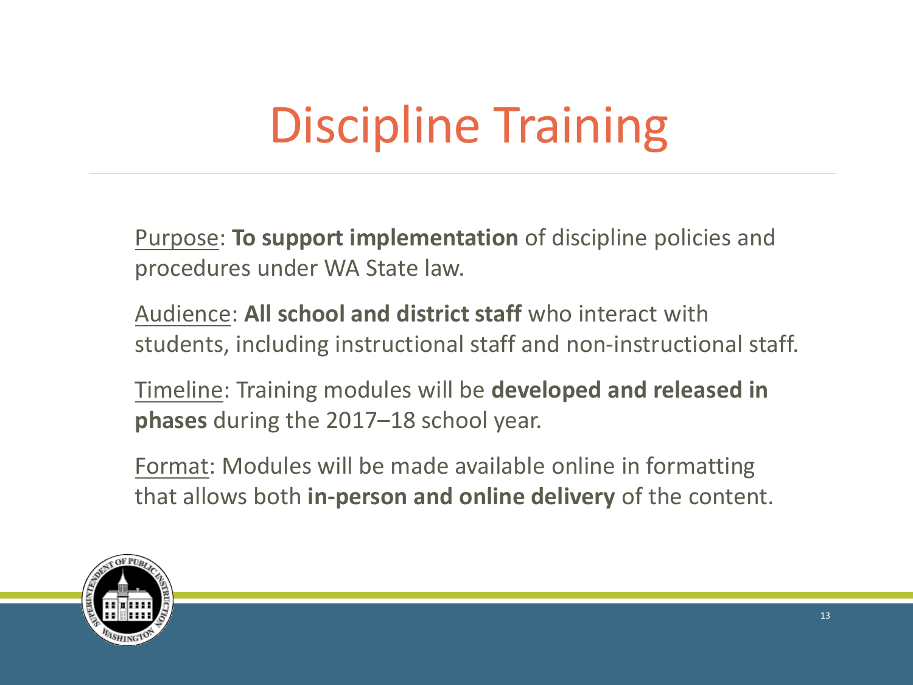# Discipline Training

Purpose: **To support implementation** of discipline policies and procedures under WA State law.

Audience: **All school and district staff** who interact with students, including instructional staff and non-instructional staff.

Timeline: Training modules will be **developed and released in phases** during the 2017–18 school year.

Format: Modules will be made available online in formatting that allows both **in-person and online delivery** of the content.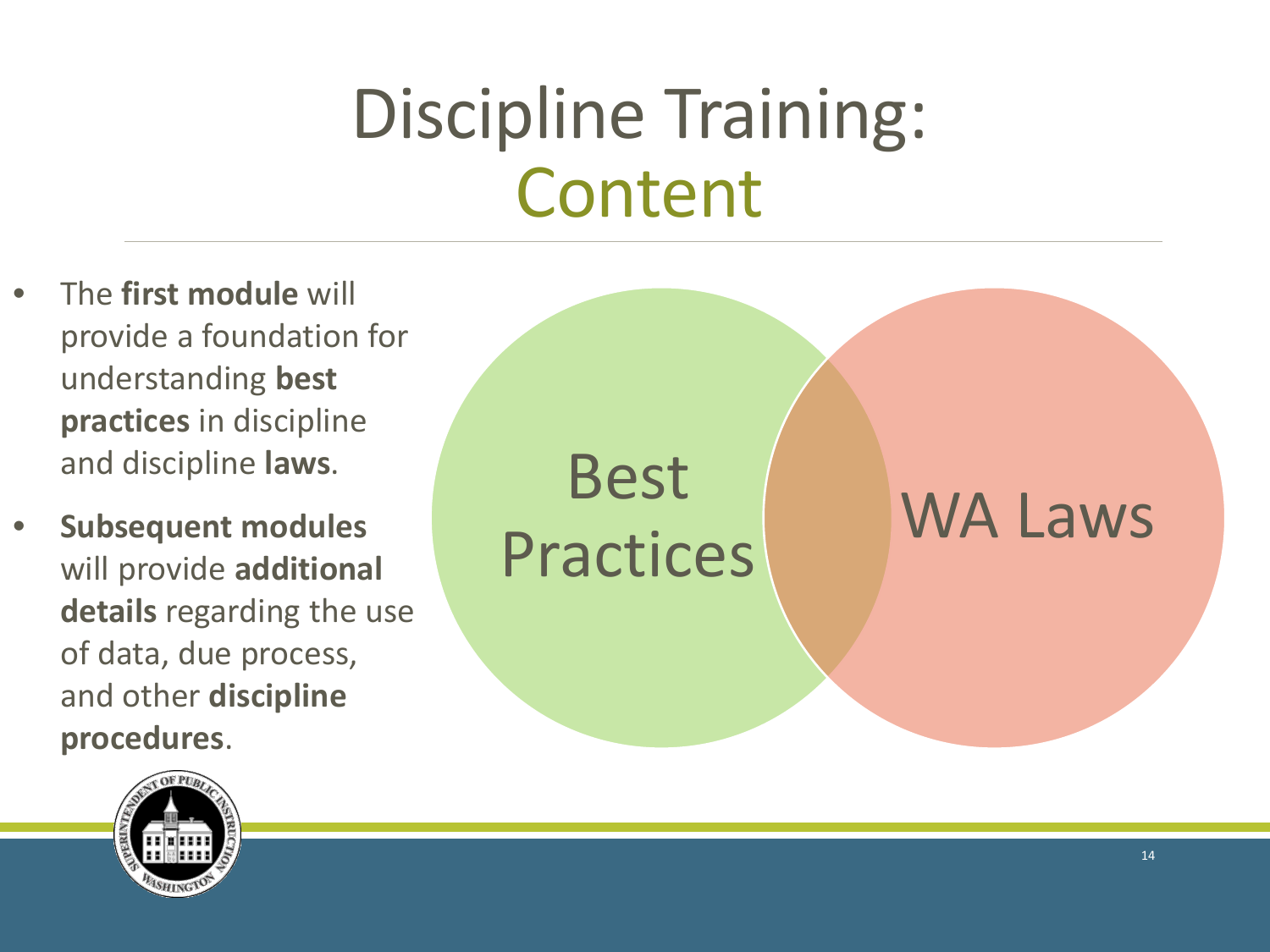# Discipline Training: Content

- The **first module** will provide a foundation for understanding **best practices** in discipline and discipline **laws**.
- **Subsequent modules** will provide **additional details** regarding the use of data, due process, and other **discipline procedures**.

Best Practices

WA Laws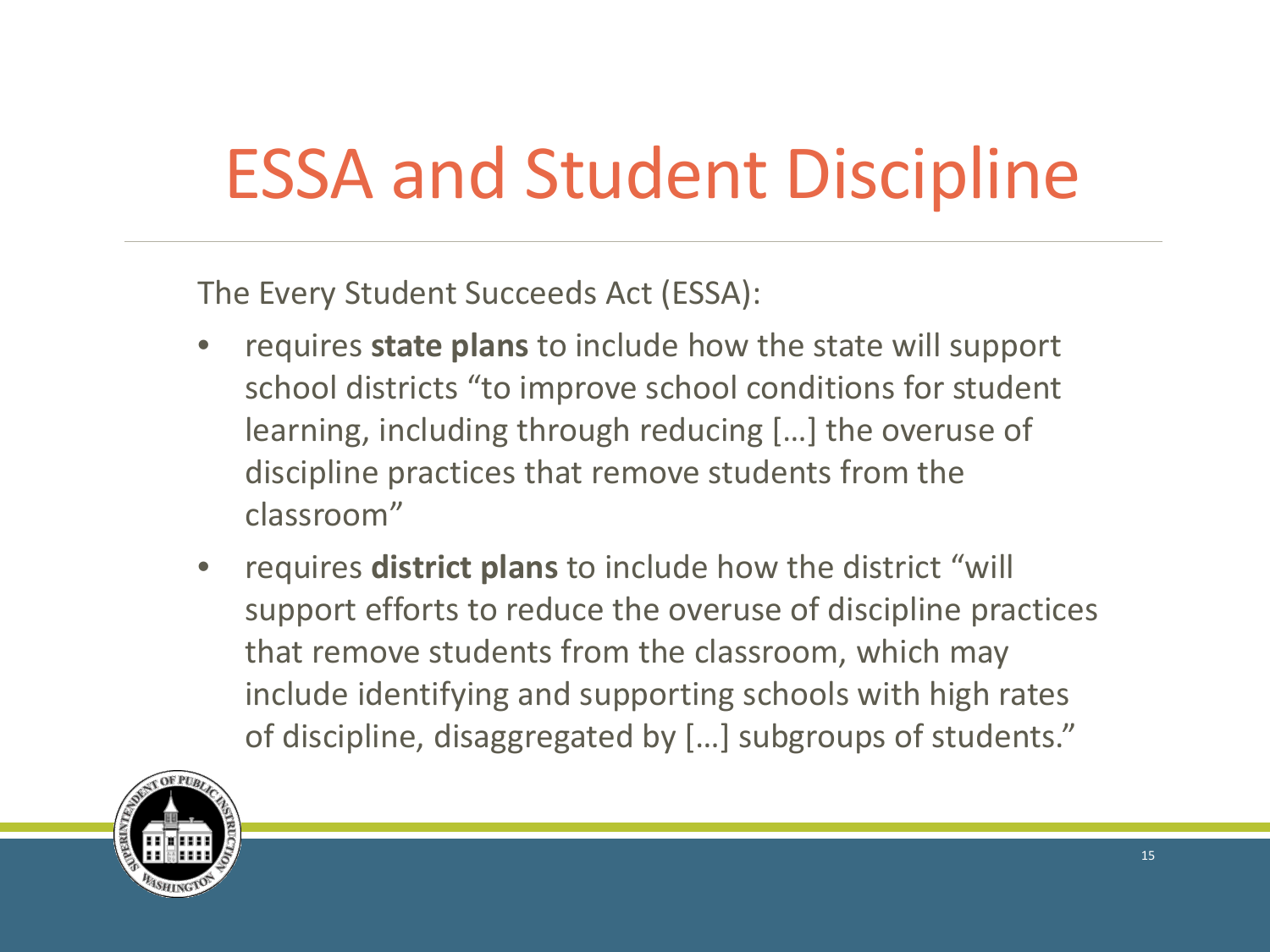# ESSA and Student Discipline

The Every Student Succeeds Act (ESSA):

- requires **state plans** to include how the state will support school districts “to improve school conditions for student learning, including through reducing […] the overuse of discipline practices that remove students from the classroom”
- requires **district plans** to include how the district “will support efforts to reduce the overuse of discipline practices that remove students from the classroom, which may include identifying and supporting schools with high rates of discipline, disaggregated by […] subgroups of students.”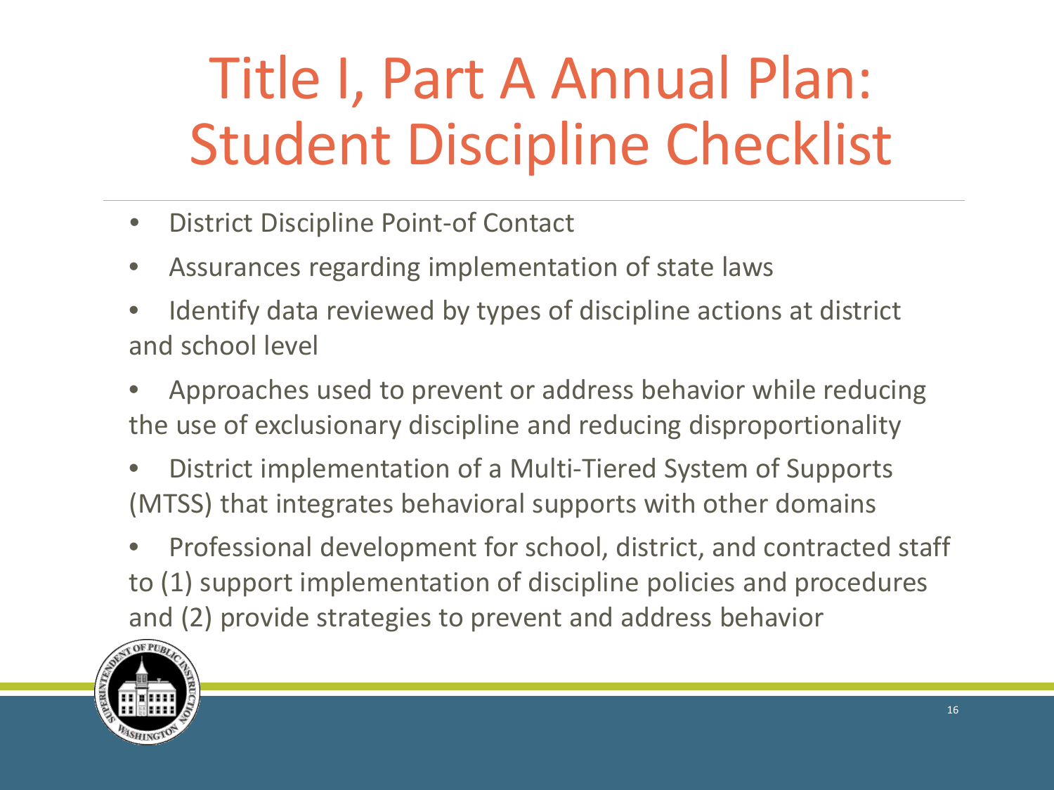# Title I, Part A Annual Plan: Student Discipline Checklist

- District Discipline Point-of Contact
- Assurances regarding implementation of state laws
- Identify data reviewed by types of discipline actions at district and school level
- Approaches used to prevent or address behavior while reducing the use of exclusionary discipline and reducing disproportionality
- District implementation of a Multi-Tiered System of Supports (MTSS) that integrates behavioral supports with other domains
- Professional development for school, district, and contracted staff to (1) support implementation of discipline policies and procedures and (2) provide strategies to prevent and address behavior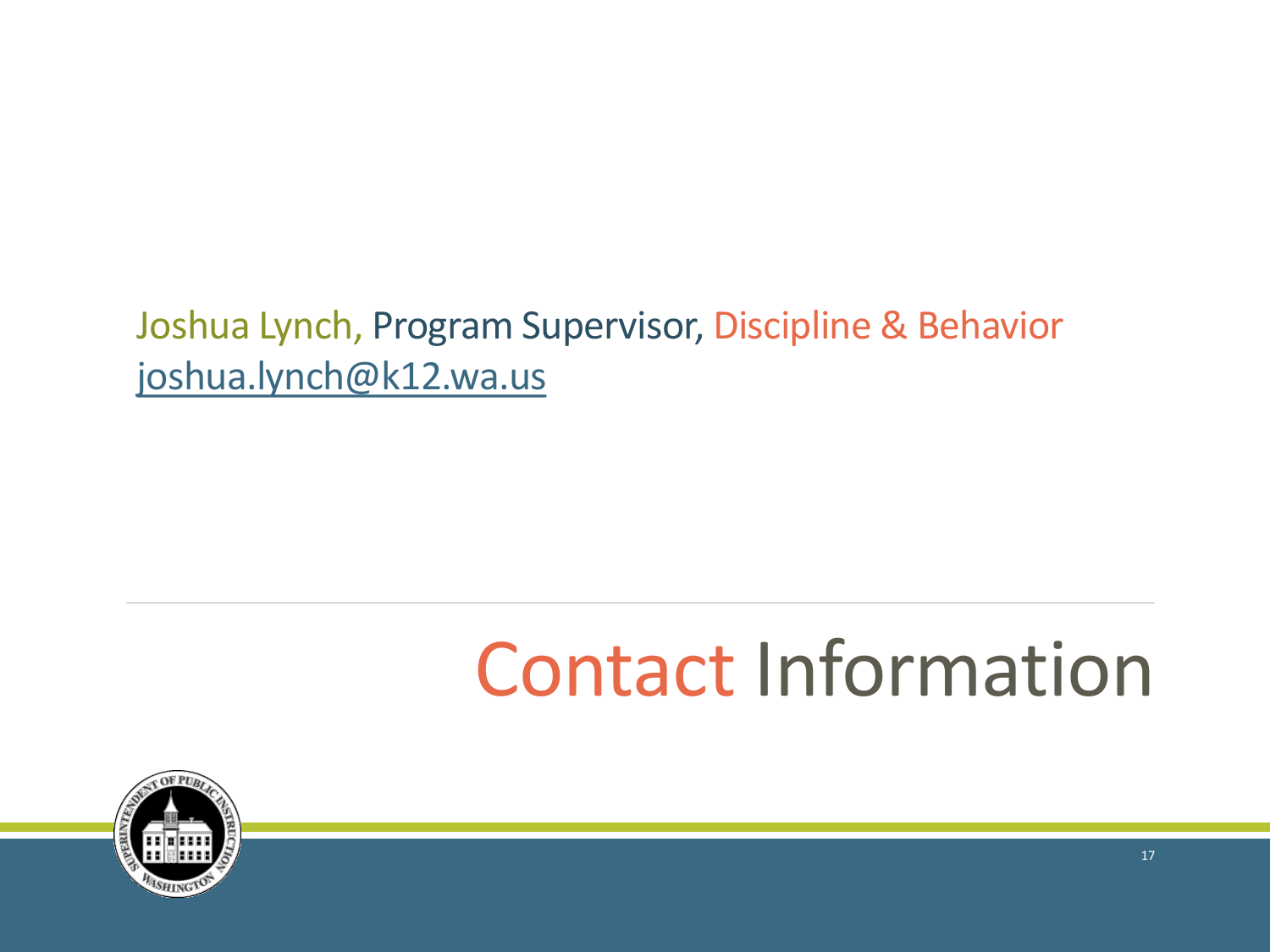Joshua Lynch, Program Supervisor, Discipline & Behavior
joshua.lynch@k12.wa.us

# Contact Information